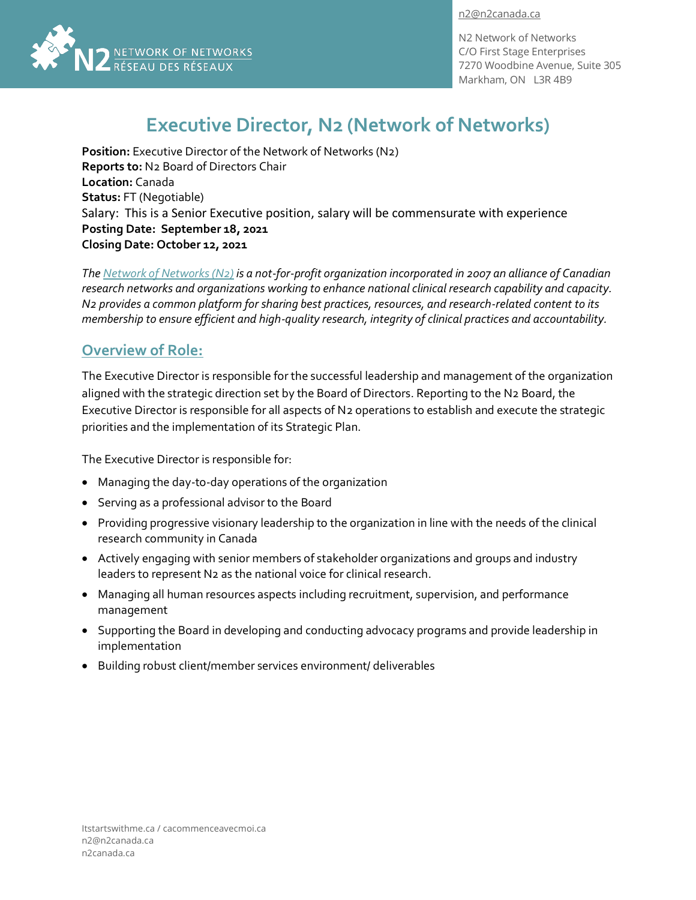n2@n2canada.ca

N2 Network of Networks
C/O First Stage Enterprises
7270 Woodbine Avenue, Suite 305
Markham, ON L3R 4B9

# Executive Director, N2 (Network of Networks)

**Position:** Executive Director of the Network of Networks (N2)
**Reports to:** N2 Board of Directors Chair
**Location:** Canada
**Status:** FT (Negotiable)
Salary: This is a Senior Executive position, salary will be commensurate with experience
**Posting Date: September 18, 2021**
**Closing Date: October 12, 2021**

*The Network of Networks (N2) is a not-for-profit organization incorporated in 2007 an alliance of Canadian research networks and organizations working to enhance national clinical research capability and capacity. N2 provides a common platform for sharing best practices, resources, and research-related content to its membership to ensure efficient and high-quality research, integrity of clinical practices and accountability.*

## Overview of Role:

The Executive Director is responsible for the successful leadership and management of the organization aligned with the strategic direction set by the Board of Directors. Reporting to the N2 Board, the Executive Director is responsible for all aspects of N2 operations to establish and execute the strategic priorities and the implementation of its Strategic Plan.

The Executive Director is responsible for:

- Managing the day-to-day operations of the organization
- Serving as a professional advisor to the Board
- Providing progressive visionary leadership to the organization in line with the needs of the clinical research community in Canada
- Actively engaging with senior members of stakeholder organizations and groups and industry leaders to represent N2 as the national voice for clinical research.
- Managing all human resources aspects including recruitment, supervision, and performance management
- Supporting the Board in developing and conducting advocacy programs and provide leadership in implementation
- Building robust client/member services environment/ deliverables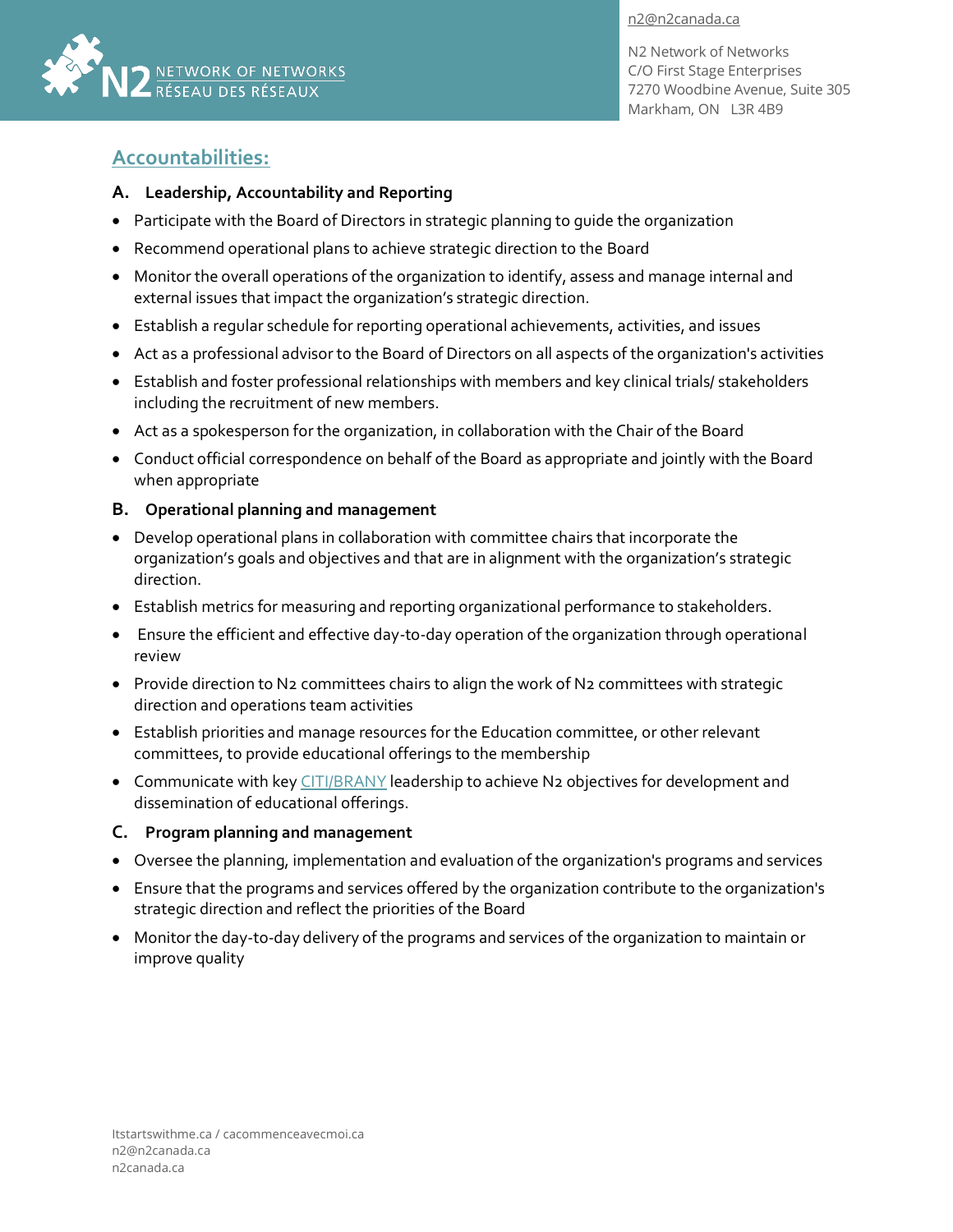## Accountabilities:

### A. Leadership, Accountability and Reporting

- Participate with the Board of Directors in strategic planning to guide the organization
- Recommend operational plans to achieve strategic direction to the Board
- Monitor the overall operations of the organization to identify, assess and manage internal and external issues that impact the organization's strategic direction.
- Establish a regular schedule for reporting operational achievements, activities, and issues
- Act as a professional advisor to the Board of Directors on all aspects of the organization's activities
- Establish and foster professional relationships with members and key clinical trials/ stakeholders including the recruitment of new members.
- Act as a spokesperson for the organization, in collaboration with the Chair of the Board
- Conduct official correspondence on behalf of the Board as appropriate and jointly with the Board when appropriate

### B. Operational planning and management

- Develop operational plans in collaboration with committee chairs that incorporate the organization's goals and objectives and that are in alignment with the organization's strategic direction.
- Establish metrics for measuring and reporting organizational performance to stakeholders.
- Ensure the efficient and effective day-to-day operation of the organization through operational review
- Provide direction to N2 committees chairs to align the work of N2 committees with strategic direction and operations team activities
- Establish priorities and manage resources for the Education committee, or other relevant committees, to provide educational offerings to the membership
- Communicate with key CITI/BRANY leadership to achieve N2 objectives for development and dissemination of educational offerings.

### C. Program planning and management

- Oversee the planning, implementation and evaluation of the organization's programs and services
- Ensure that the programs and services offered by the organization contribute to the organization's strategic direction and reflect the priorities of the Board
- Monitor the day-to-day delivery of the programs and services of the organization to maintain or improve quality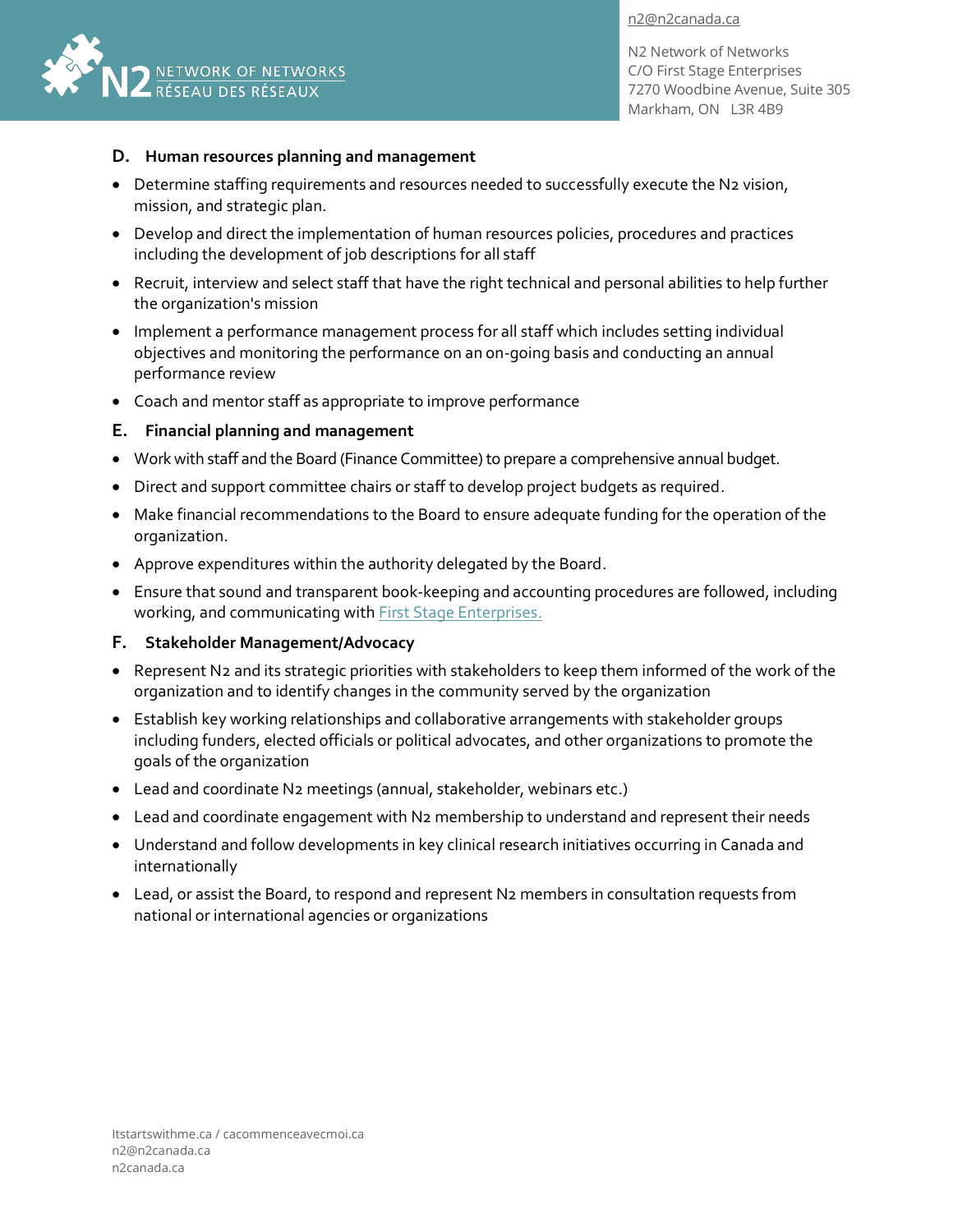### D. Human resources planning and management

- Determine staffing requirements and resources needed to successfully execute the N2 vision, mission, and strategic plan.
- Develop and direct the implementation of human resources policies, procedures and practices including the development of job descriptions for all staff
- Recruit, interview and select staff that have the right technical and personal abilities to help further the organization's mission
- Implement a performance management process for all staff which includes setting individual objectives and monitoring the performance on an on-going basis and conducting an annual performance review
- Coach and mentor staff as appropriate to improve performance

### E. Financial planning and management

- Work with staff and the Board (Finance Committee) to prepare a comprehensive annual budget.
- Direct and support committee chairs or staff to develop project budgets as required.
- Make financial recommendations to the Board to ensure adequate funding for the operation of the organization.
- Approve expenditures within the authority delegated by the Board.
- Ensure that sound and transparent book-keeping and accounting procedures are followed, including working, and communicating with First Stage Enterprises.

### F. Stakeholder Management/Advocacy

- Represent N2 and its strategic priorities with stakeholders to keep them informed of the work of the organization and to identify changes in the community served by the organization
- Establish key working relationships and collaborative arrangements with stakeholder groups including funders, elected officials or political advocates, and other organizations to promote the goals of the organization
- Lead and coordinate N2 meetings (annual, stakeholder, webinars etc.)
- Lead and coordinate engagement with N2 membership to understand and represent their needs
- Understand and follow developments in key clinical research initiatives occurring in Canada and internationally
- Lead, or assist the Board, to respond and represent N2 members in consultation requests from national or international agencies or organizations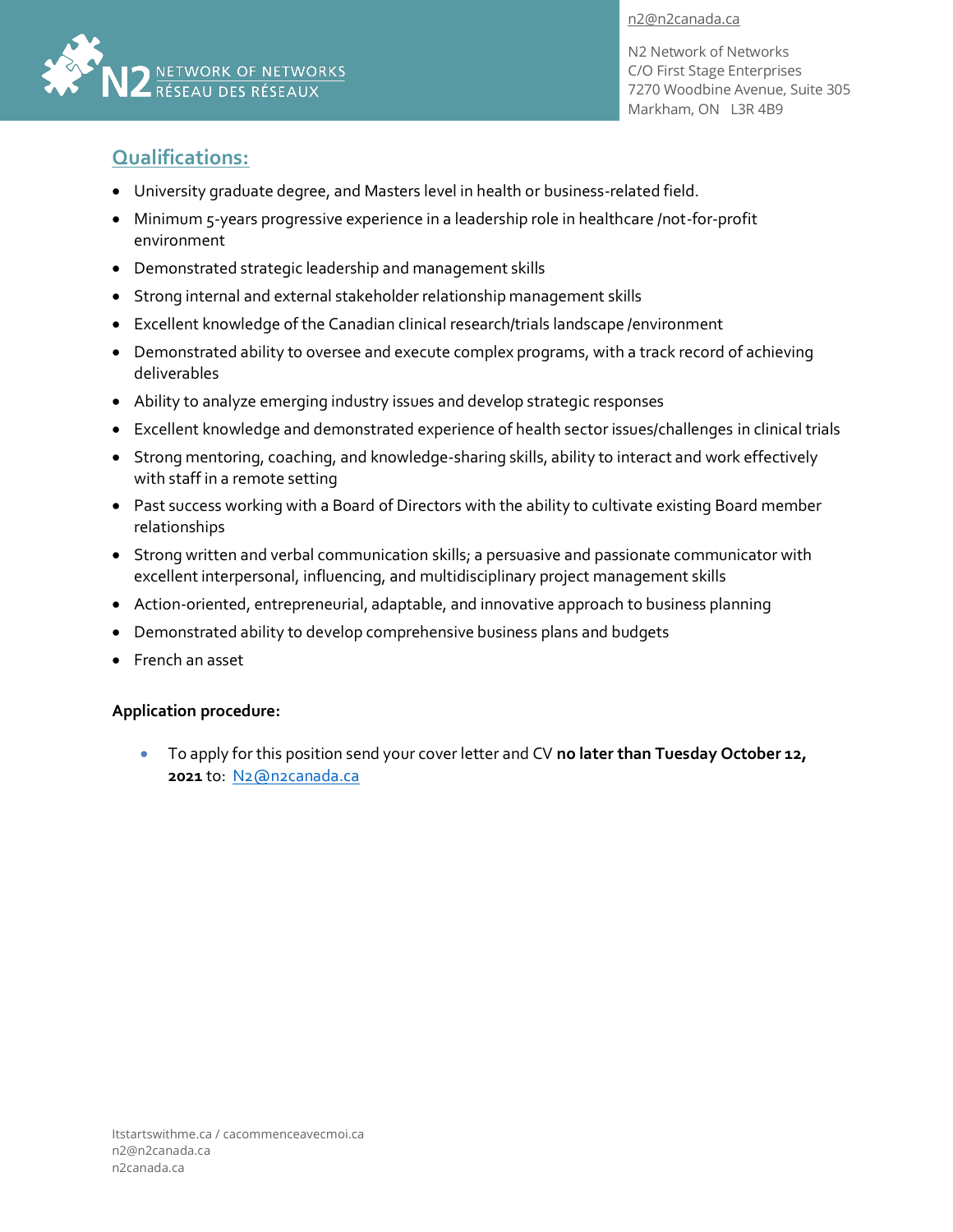## Qualifications:

- University graduate degree, and Masters level in health or business-related field.
- Minimum 5-years progressive experience in a leadership role in healthcare /not-for-profit environment
- Demonstrated strategic leadership and management skills
- Strong internal and external stakeholder relationship management skills
- Excellent knowledge of the Canadian clinical research/trials landscape /environment
- Demonstrated ability to oversee and execute complex programs, with a track record of achieving deliverables
- Ability to analyze emerging industry issues and develop strategic responses
- Excellent knowledge and demonstrated experience of health sector issues/challenges in clinical trials
- Strong mentoring, coaching, and knowledge-sharing skills, ability to interact and work effectively with staff in a remote setting
- Past success working with a Board of Directors with the ability to cultivate existing Board member relationships
- Strong written and verbal communication skills; a persuasive and passionate communicator with excellent interpersonal, influencing, and multidisciplinary project management skills
- Action-oriented, entrepreneurial, adaptable, and innovative approach to business planning
- Demonstrated ability to develop comprehensive business plans and budgets
- French an asset

**Application procedure:**

- To apply for this position send your cover letter and CV **no later than Tuesday October 12, 2021** to: N2@n2canada.ca